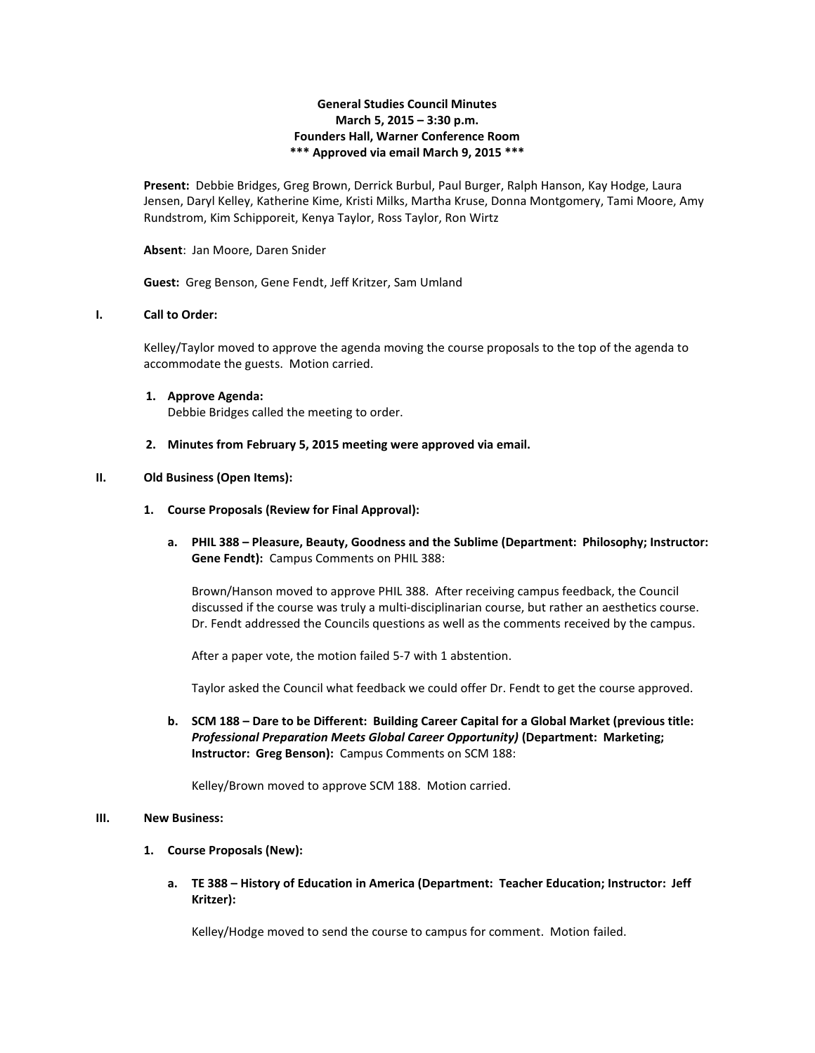**General Studies Council Minutes**
**March 5, 2015 – 3:30 p.m.**
**Founders Hall, Warner Conference Room**
**\*\*\* Approved via email March 9, 2015 \*\*\***

**Present:** Debbie Bridges, Greg Brown, Derrick Burbul, Paul Burger, Ralph Hanson, Kay Hodge, Laura Jensen, Daryl Kelley, Katherine Kime, Kristi Milks, Martha Kruse, Donna Montgomery, Tami Moore, Amy Rundstrom, Kim Schipporeit, Kenya Taylor, Ross Taylor, Ron Wirtz

**Absent**: Jan Moore, Daren Snider

**Guest:** Greg Benson, Gene Fendt, Jeff Kritzer, Sam Umland

## I. Call to Order:

Kelley/Taylor moved to approve the agenda moving the course proposals to the top of the agenda to accommodate the guests. Motion carried.

1. **Approve Agenda:**
   Debbie Bridges called the meeting to order.

2. **Minutes from February 5, 2015 meeting were approved via email.**

## II. Old Business (Open Items):

1. **Course Proposals (Review for Final Approval):**

   a. **PHIL 388 – Pleasure, Beauty, Goodness and the Sublime (Department: Philosophy; Instructor: Gene Fendt):** Campus Comments on PHIL 388:

   Brown/Hanson moved to approve PHIL 388. After receiving campus feedback, the Council discussed if the course was truly a multi-disciplinarian course, but rather an aesthetics course. Dr. Fendt addressed the Councils questions as well as the comments received by the campus.

   After a paper vote, the motion failed 5-7 with 1 abstention.

   Taylor asked the Council what feedback we could offer Dr. Fendt to get the course approved.

   b. **SCM 188 – Dare to be Different: Building Career Capital for a Global Market (previous title: *Professional Preparation Meets Global Career Opportunity)* (Department: Marketing; Instructor: Greg Benson):** Campus Comments on SCM 188:

   Kelley/Brown moved to approve SCM 188. Motion carried.

## III. New Business:

1. **Course Proposals (New):**

   a. **TE 388 – History of Education in America (Department: Teacher Education; Instructor: Jeff Kritzer):**

   Kelley/Hodge moved to send the course to campus for comment. Motion failed.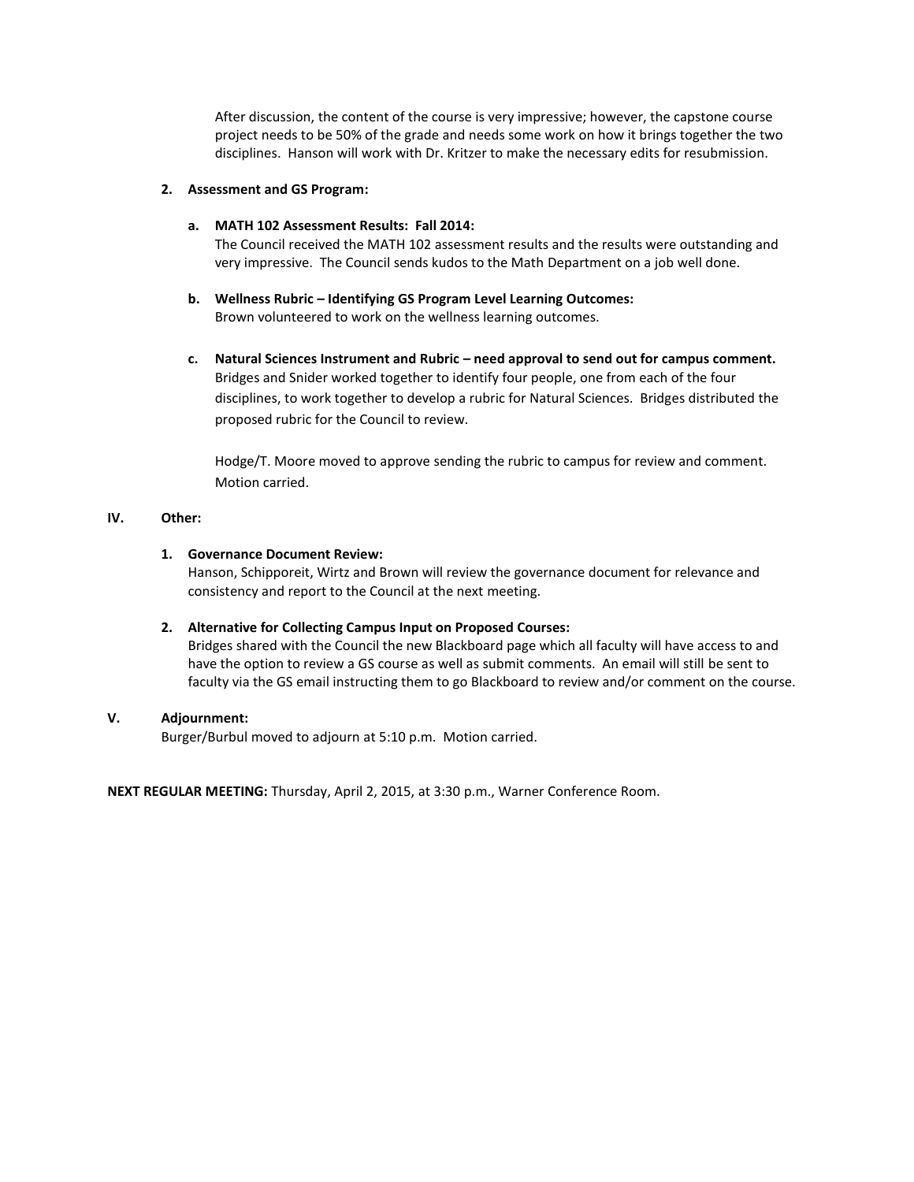After discussion, the content of the course is very impressive; however, the capstone course project needs to be 50% of the grade and needs some work on how it brings together the two disciplines. Hanson will work with Dr. Kritzer to make the necessary edits for resubmission.

**2. Assessment and GS Program:**

**a. MATH 102 Assessment Results: Fall 2014:**
The Council received the MATH 102 assessment results and the results were outstanding and very impressive. The Council sends kudos to the Math Department on a job well done.

**b. Wellness Rubric – Identifying GS Program Level Learning Outcomes:**
Brown volunteered to work on the wellness learning outcomes.

**c. Natural Sciences Instrument and Rubric – need approval to send out for campus comment.**
Bridges and Snider worked together to identify four people, one from each of the four disciplines, to work together to develop a rubric for Natural Sciences. Bridges distributed the proposed rubric for the Council to review.

Hodge/T. Moore moved to approve sending the rubric to campus for review and comment. Motion carried.

**IV. Other:**

**1. Governance Document Review:**
Hanson, Schipporeit, Wirtz and Brown will review the governance document for relevance and consistency and report to the Council at the next meeting.

**2. Alternative for Collecting Campus Input on Proposed Courses:**
Bridges shared with the Council the new Blackboard page which all faculty will have access to and have the option to review a GS course as well as submit comments. An email will still be sent to faculty via the GS email instructing them to go Blackboard to review and/or comment on the course.

**V. Adjournment:**
Burger/Burbul moved to adjourn at 5:10 p.m. Motion carried.

**NEXT REGULAR MEETING:** Thursday, April 2, 2015, at 3:30 p.m., Warner Conference Room.